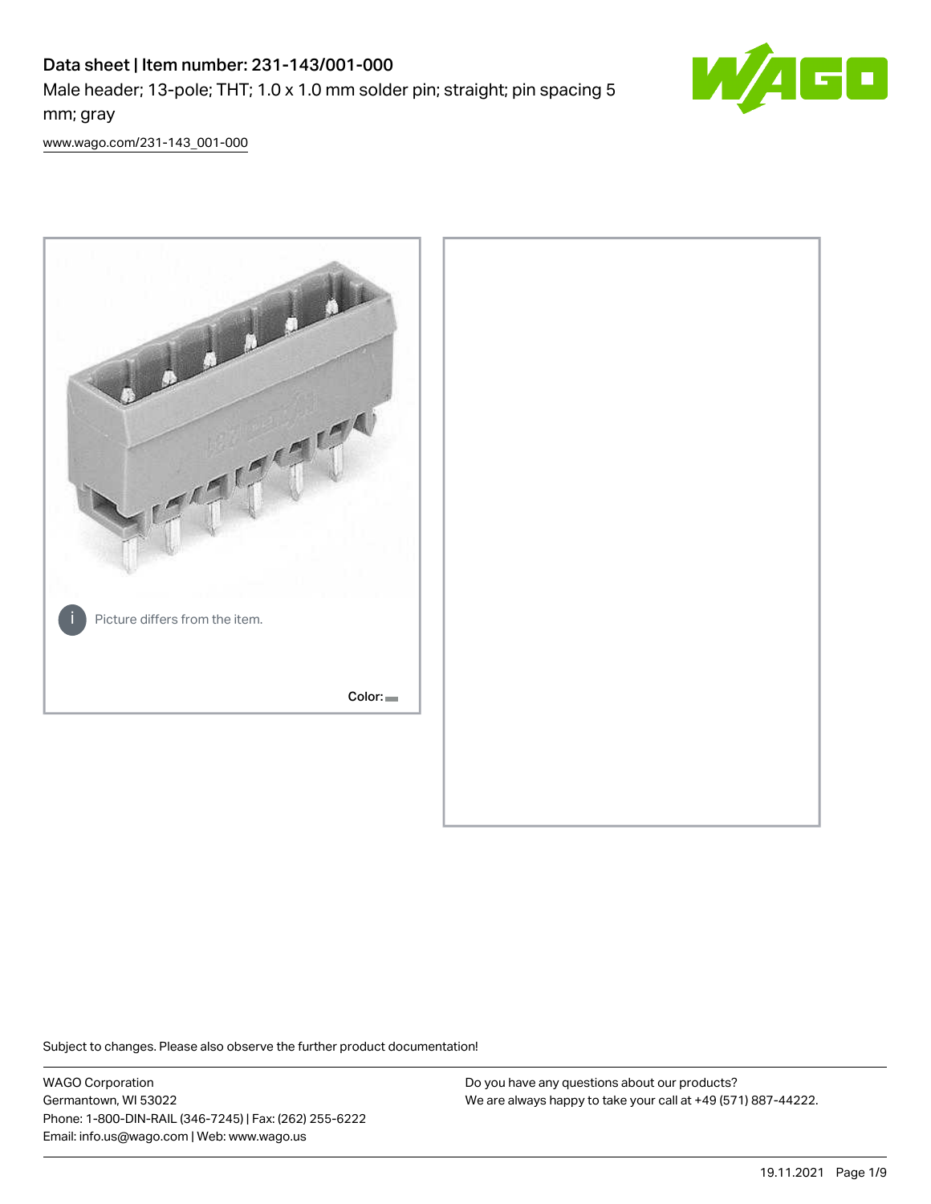# Data sheet | Item number: 231-143/001-000

Male header; 13-pole; THT; 1.0 x 1.0 mm solder pin; straight; pin spacing 5 mm; gray

www.wago.com/231-143_001-000

Picture differs from the item.

Color:

Subject to changes. Please also observe the further product documentation!

WAGO Corporation
Germantown, WI 53022
Phone: 1-800-DIN-RAIL (346-7245) | Fax: (262) 255-6222
Email: info.us@wago.com | Web: www.wago.us

Do you have any questions about our products?
We are always happy to take your call at +49 (571) 887-44222.

19.11.2021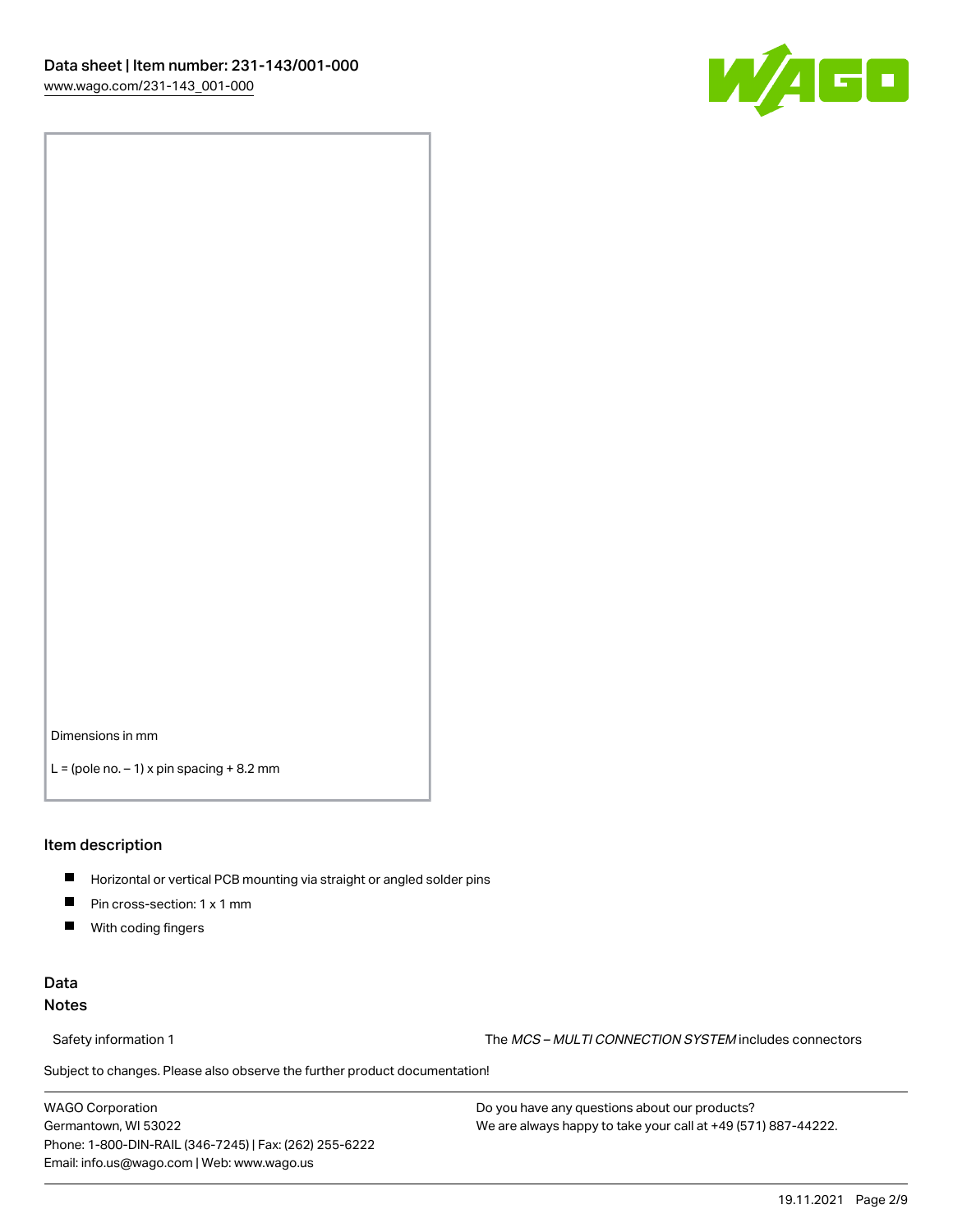Dimensions in mm

L = (pole no. – 1) x pin spacing + 8.2 mm

## Item description

- Horizontal or vertical PCB mounting via straight or angled solder pins
- Pin cross-section: 1 x 1 mm
- With coding fingers

## Data

### Notes

Safety information 1 The *MCS – MULTI CONNECTION SYSTEM* includes connectors

Subject to changes. Please also observe the further product documentation!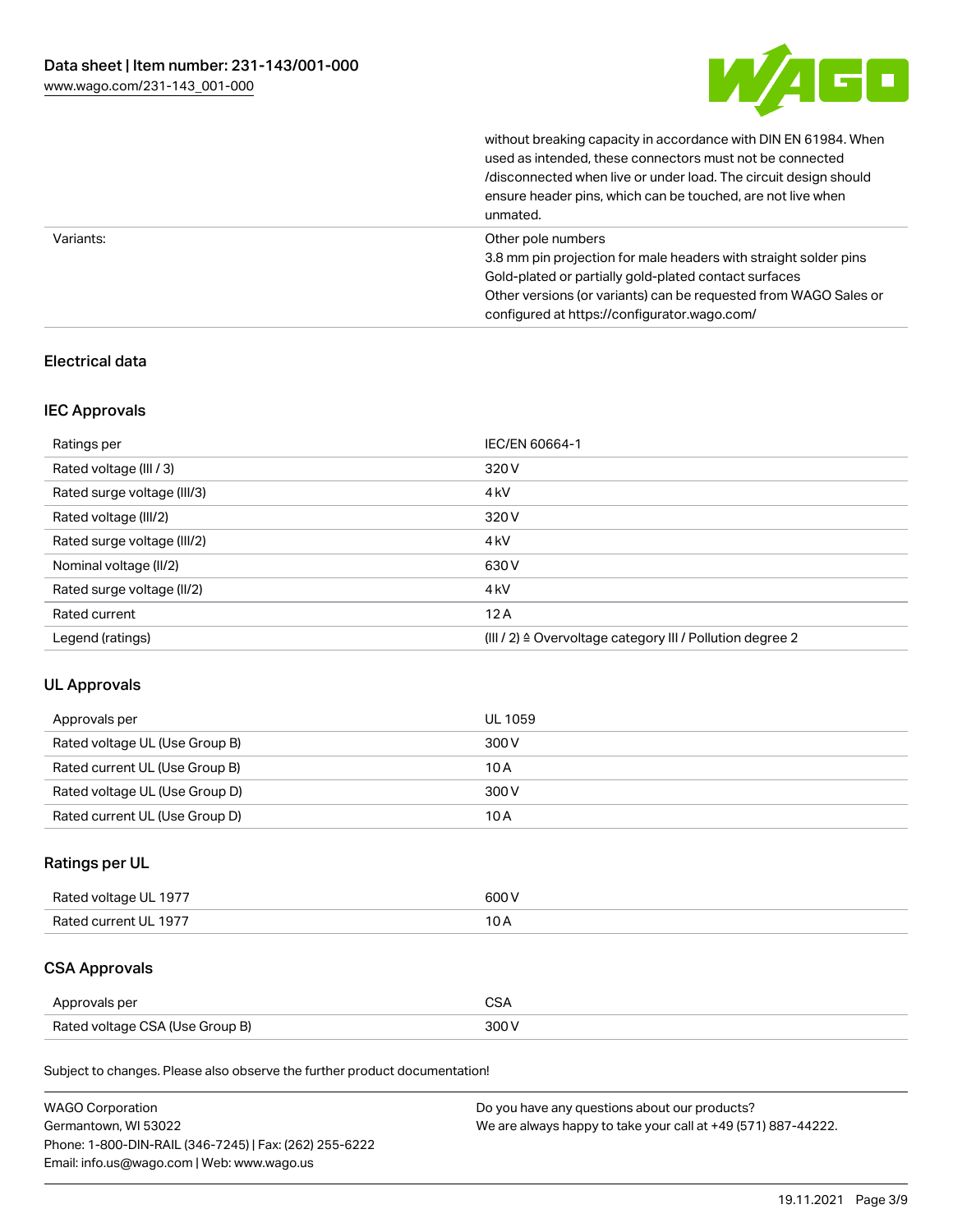| | |
|---|---|
| | without breaking capacity in accordance with DIN EN 61984. When used as intended, these connectors must not be connected /disconnected when live or under load. The circuit design should ensure header pins, which can be touched, are not live when unmated. |
| Variants: | Other pole numbers<br>3.8 mm pin projection for male headers with straight solder pins<br>Gold-plated or partially gold-plated contact surfaces<br>Other versions (or variants) can be requested from WAGO Sales or configured at https://configurator.wago.com/ |

## Electrical data

### IEC Approvals

| | |
|---|---|
| Ratings per | IEC/EN 60664-1 |
| Rated voltage (III / 3) | 320 V |
| Rated surge voltage (III/3) | 4 kV |
| Rated voltage (III/2) | 320 V |
| Rated surge voltage (III/2) | 4 kV |
| Nominal voltage (II/2) | 630 V |
| Rated surge voltage (II/2) | 4 kV |
| Rated current | 12 A |
| Legend (ratings) | (III / 2) ≙ Overvoltage category III / Pollution degree 2 |

### UL Approvals

| | |
|---|---|
| Approvals per | UL 1059 |
| Rated voltage UL (Use Group B) | 300 V |
| Rated current UL (Use Group B) | 10 A |
| Rated voltage UL (Use Group D) | 300 V |
| Rated current UL (Use Group D) | 10 A |

### Ratings per UL

| | |
|---|---|
| Rated voltage UL 1977 | 600 V |
| Rated current UL 1977 | 10 A |

### CSA Approvals

| | |
|---|---|
| Approvals per | CSA |
| Rated voltage CSA (Use Group B) | 300 V |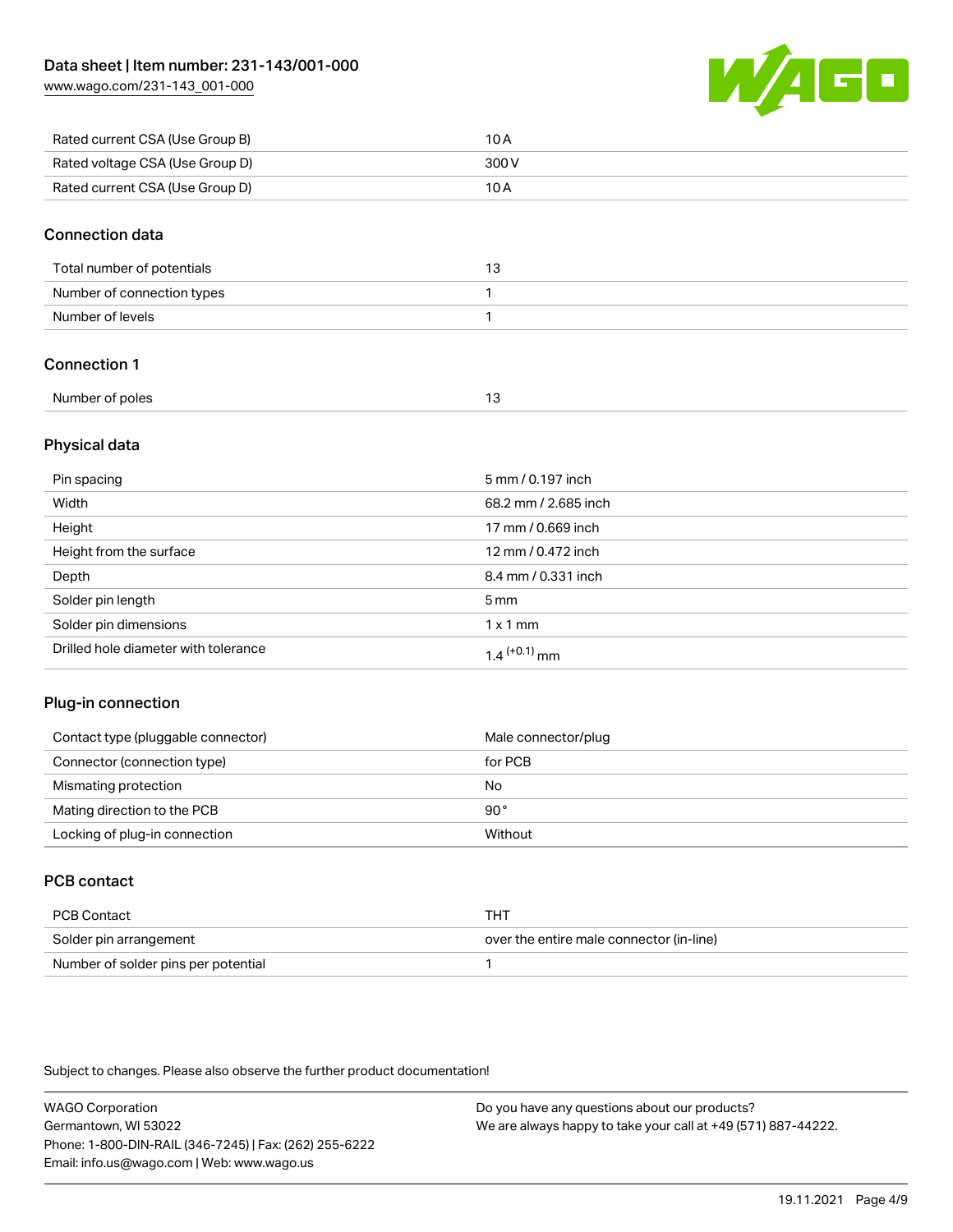| | |
|---|---|
| Rated current CSA (Use Group B) | 10 A |
| Rated voltage CSA (Use Group D) | 300 V |
| Rated current CSA (Use Group D) | 10 A |

## Connection data

| | |
|---|---|
| Total number of potentials | 13 |
| Number of connection types | 1 |
| Number of levels | 1 |

## Connection 1

| | |
|---|---|
| Number of poles | 13 |

## Physical data

| | |
|---|---|
| Pin spacing | 5 mm / 0.197 inch |
| Width | 68.2 mm / 2.685 inch |
| Height | 17 mm / 0.669 inch |
| Height from the surface | 12 mm / 0.472 inch |
| Depth | 8.4 mm / 0.331 inch |
| Solder pin length | 5 mm |
| Solder pin dimensions | 1 x 1 mm |
| Drilled hole diameter with tolerance | $1.4^{(+0.1)}$ mm |

## Plug-in connection

| | |
|---|---|
| Contact type (pluggable connector) | Male connector/plug |
| Connector (connection type) | for PCB |
| Mismating protection | No |
| Mating direction to the PCB | 90° |
| Locking of plug-in connection | Without |

## PCB contact

| | |
|---|---|
| PCB Contact | THT |
| Solder pin arrangement | over the entire male connector (in-line) |
| Number of solder pins per potential | 1 |

Subject to changes. Please also observe the further product documentation!

WAGO Corporation
Germantown, WI 53022
Phone: 1-800-DIN-RAIL (346-7245) | Fax: (262) 255-6222
Email: info.us@wago.com | Web: www.wago.us

Do you have any questions about our products?
We are always happy to take your call at +49 (571) 887-44222.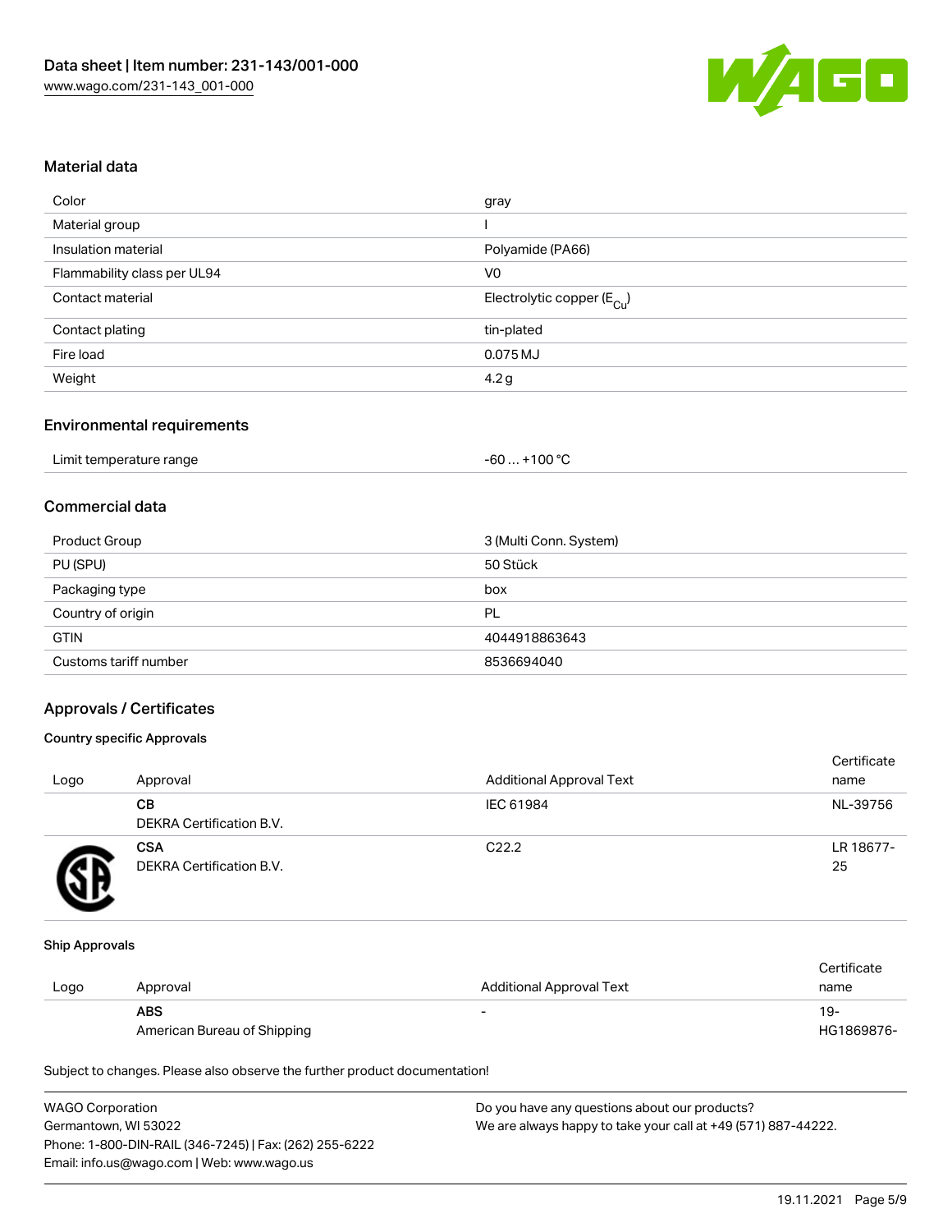## Material data

| | |
|---|---|
| Color | gray |
| Material group | I |
| Insulation material | Polyamide (PA66) |
| Flammability class per UL94 | V0 |
| Contact material | Electrolytic copper ($E_{Cu}$) |
| Contact plating | tin-plated |
| Fire load | 0.075 MJ |
| Weight | 4.2 g |

## Environmental requirements

| | |
|---|---|
| Limit temperature range | -60 … +100 °C |

## Commercial data

| | |
|---|---|
| Product Group | 3 (Multi Conn. System) |
| PU (SPU) | 50 Stück |
| Packaging type | box |
| Country of origin | PL |
| GTIN | 4044918863643 |
| Customs tariff number | 8536694040 |

## Approvals / Certificates

### Country specific Approvals

| Logo | Approval | Additional Approval Text | Certificate name |
|---|---|---|---|
| | **CB** DEKRA Certification B.V. | IEC 61984 | NL-39756 |
| | **CSA** DEKRA Certification B.V. | C22.2 | LR 18677-25 |

### Ship Approvals

| Logo | Approval | Additional Approval Text | Certificate name |
|---|---|---|---|
| | **ABS** American Bureau of Shipping | - | 19-HG1869876- |

Subject to changes. Please also observe the further product documentation!

WAGO Corporation
Germantown, WI 53022
Phone: 1-800-DIN-RAIL (346-7245) | Fax: (262) 255-6222
Email: info.us@wago.com | Web: www.wago.us

Do you have any questions about our products?
We are always happy to take your call at +49 (571) 887-44222.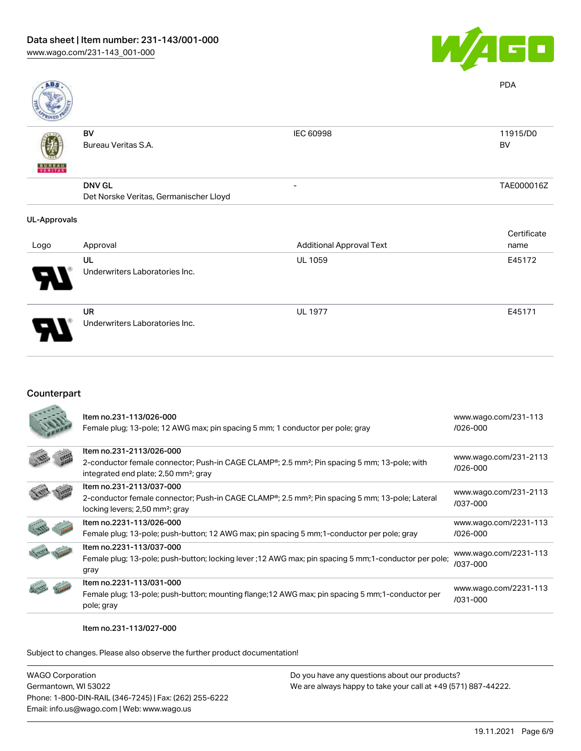| | | | PDA |
|---|---|---|---|
| | BV<br>Bureau Veritas S.A. | IEC 60998 | 11915/D0<br>BV |
| | DNV GL<br>Det Norske Veritas, Germanischer Lloyd | - | TAE000016Z |

### UL-Approvals

| Logo | Approval | Additional Approval Text | Certificate name |
|---|---|---|---|
| | UL<br>Underwriters Laboratories Inc. | UL 1059 | E45172 |
| | UR<br>Underwriters Laboratories Inc. | UL 1977 | E45171 |

## Counterpart

| | | |
|---|---|---|
| | Item no.231-113/026-000<br>Female plug; 13-pole; 12 AWG max; pin spacing 5 mm; 1 conductor per pole; gray | www.wago.com/231-113/026-000 |
| | Item no.231-2113/026-000<br>2-conductor female connector; Push-in CAGE CLAMP®; 2.5 mm²; Pin spacing 5 mm; 13-pole; with integrated end plate; 2,50 mm²; gray | www.wago.com/231-2113/026-000 |
| | Item no.231-2113/037-000<br>2-conductor female connector; Push-in CAGE CLAMP®; 2.5 mm²; Pin spacing 5 mm; 13-pole; Lateral locking levers; 2,50 mm²; gray | www.wago.com/231-2113/037-000 |
| | Item no.2231-113/026-000<br>Female plug; 13-pole; push-button; 12 AWG max; pin spacing 5 mm;1-conductor per pole; gray | www.wago.com/2231-113/026-000 |
| | Item no.2231-113/037-000<br>Female plug; 13-pole; push-button; locking lever ;12 AWG max; pin spacing 5 mm;1-conductor per pole; gray | www.wago.com/2231-113/037-000 |
| | Item no.2231-113/031-000<br>Female plug; 13-pole; push-button; mounting flange;12 AWG max; pin spacing 5 mm;1-conductor per pole; gray | www.wago.com/2231-113/031-000 |

Item no.231-113/027-000

Subject to changes. Please also observe the further product documentation!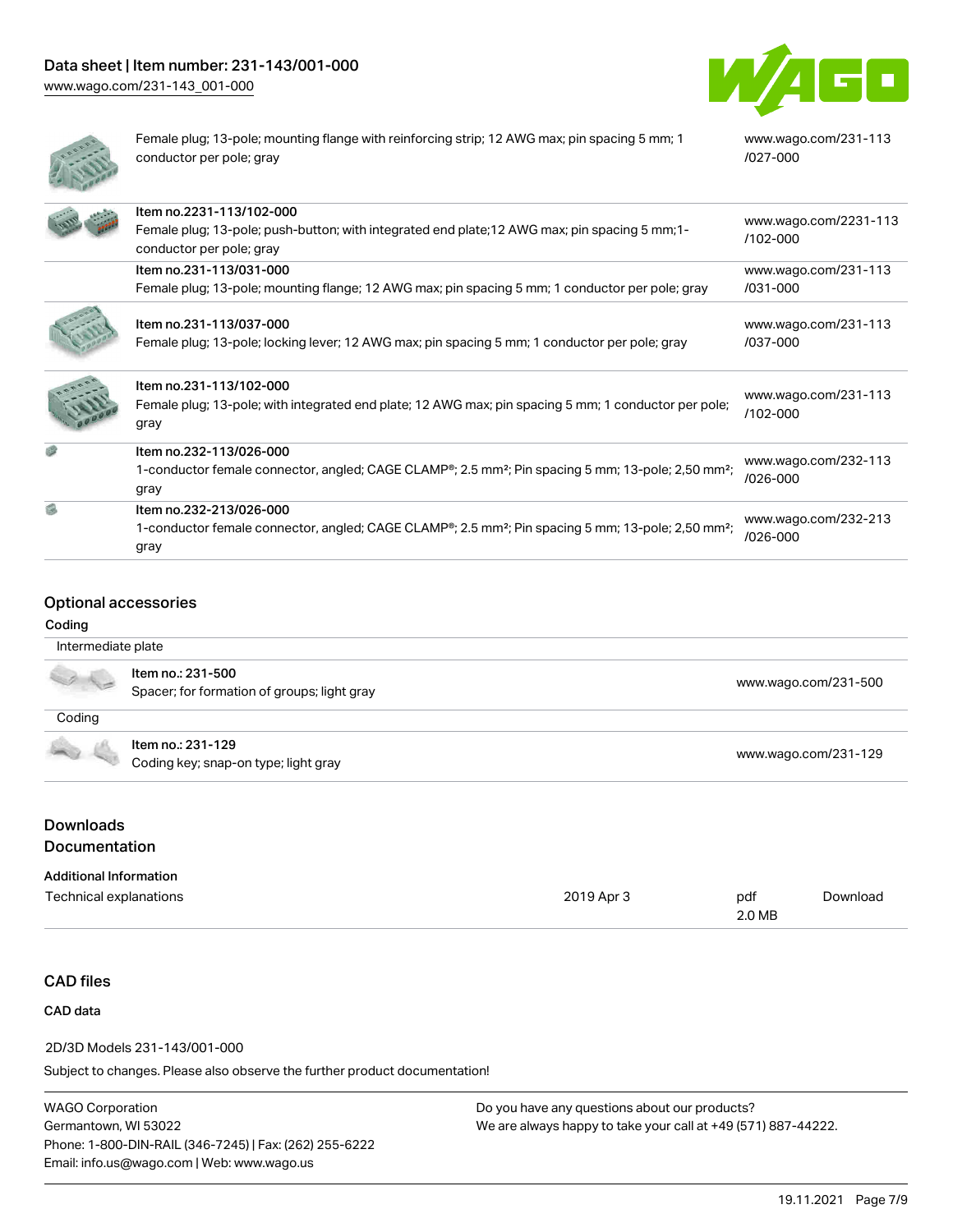| | |
|---|---|
| Female plug; 13-pole; mounting flange with reinforcing strip; 12 AWG max; pin spacing 5 mm; 1 conductor per pole; gray | www.wago.com/231-113/027-000 |
| Item no.2231-113/102-000<br>Female plug; 13-pole; push-button; with integrated end plate;12 AWG max; pin spacing 5 mm;1-conductor per pole; gray | www.wago.com/2231-113/102-000 |
| Item no.231-113/031-000<br>Female plug; 13-pole; mounting flange; 12 AWG max; pin spacing 5 mm; 1 conductor per pole; gray | www.wago.com/231-113/031-000 |
| Item no.231-113/037-000<br>Female plug; 13-pole; locking lever; 12 AWG max; pin spacing 5 mm; 1 conductor per pole; gray | www.wago.com/231-113/037-000 |
| Item no.231-113/102-000<br>Female plug; 13-pole; with integrated end plate; 12 AWG max; pin spacing 5 mm; 1 conductor per pole; gray | www.wago.com/231-113/102-000 |
| Item no.232-113/026-000<br>1-conductor female connector, angled; CAGE CLAMP®; 2.5 mm²; Pin spacing 5 mm; 13-pole; 2,50 mm²; gray | www.wago.com/232-113/026-000 |
| Item no.232-213/026-000<br>1-conductor female connector, angled; CAGE CLAMP®; 2.5 mm²; Pin spacing 5 mm; 13-pole; 2,50 mm²; gray | www.wago.com/232-213/026-000 |

## Optional accessories

### Coding

| Intermediate plate | |
|---|---|
| Item no.: 231-500<br>Spacer; for formation of groups; light gray | www.wago.com/231-500 |

| Coding | |
|---|---|
| Item no.: 231-129<br>Coding key; snap-on type; light gray | www.wago.com/231-129 |

## Downloads
## Documentation

### Additional Information

| | | | |
|---|---|---|---|
| Technical explanations | 2019 Apr 3 | pdf<br>2.0 MB | Download |

## CAD files

### CAD data

2D/3D Models 231-143/001-000

Subject to changes. Please also observe the further product documentation!

WAGO Corporation
Germantown, WI 53022
Phone: 1-800-DIN-RAIL (346-7245) | Fax: (262) 255-6222
Email: info.us@wago.com | Web: www.wago.us

Do you have any questions about our products?
We are always happy to take your call at +49 (571) 887-44222.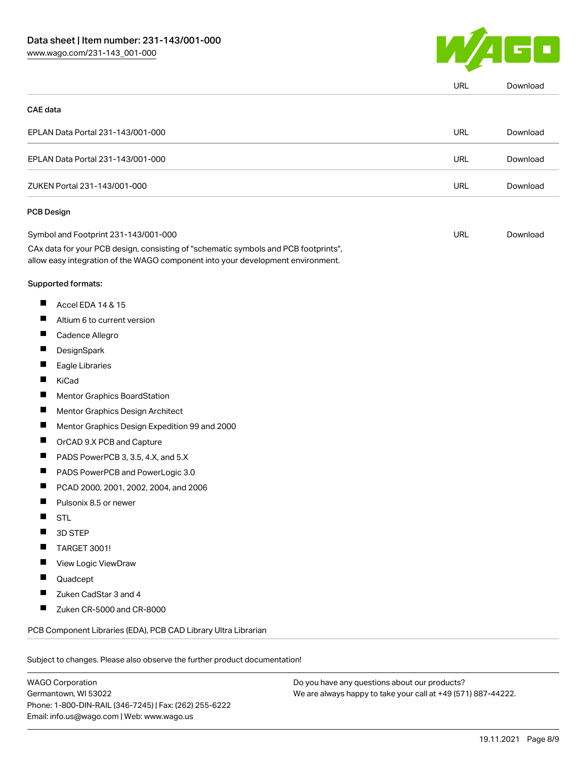| | URL | Download |
|---|---|---|
| **CAE data** | | |
| EPLAN Data Portal 231-143/001-000 | URL | Download |
| EPLAN Data Portal 231-143/001-000 | URL | Download |
| ZUKEN Portal 231-143/001-000 | URL | Download |
| **PCB Design** | | |
| Symbol and Footprint 231-143/001-000 | URL | Download |

CAx data for your PCB design, consisting of "schematic symbols and PCB footprints", allow easy integration of the WAGO component into your development environment.

Supported formats:

- Accel EDA 14 & 15
- Altium 6 to current version
- Cadence Allegro
- DesignSpark
- Eagle Libraries
- KiCad
- Mentor Graphics BoardStation
- Mentor Graphics Design Architect
- Mentor Graphics Design Expedition 99 and 2000
- OrCAD 9.X PCB and Capture
- PADS PowerPCB 3, 3.5, 4.X, and 5.X
- PADS PowerPCB and PowerLogic 3.0
- PCAD 2000, 2001, 2002, 2004, and 2006
- Pulsonix 8.5 or newer
- STL
- 3D STEP
- TARGET 3001!
- View Logic ViewDraw
- Quadcept
- Zuken CadStar 3 and 4
- Zuken CR-5000 and CR-8000

PCB Component Libraries (EDA), PCB CAD Library Ultra Librarian

Subject to changes. Please also observe the further product documentation!

WAGO Corporation
Germantown, WI 53022
Phone: 1-800-DIN-RAIL (346-7245) | Fax: (262) 255-6222
Email: info.us@wago.com | Web: www.wago.us

Do you have any questions about our products?
We are always happy to take your call at +49 (571) 887-44222.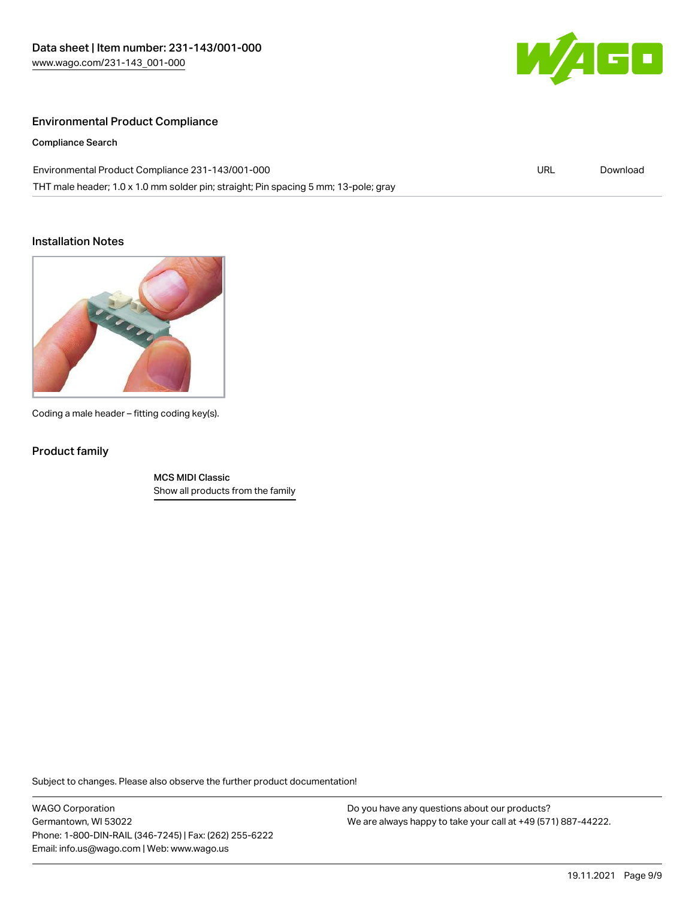## Environmental Product Compliance

**Compliance Search**

| | | |
|---|---|---|
| Environmental Product Compliance 231-143/001-000 | URL | Download |
| THT male header; 1.0 x 1.0 mm solder pin; straight; Pin spacing 5 mm; 13-pole; gray | | |

## Installation Notes

Coding a male header – fitting coding key(s).

## Product family

MCS MIDI Classic
Show all products from the family

Subject to changes. Please also observe the further product documentation!

WAGO Corporation
Germantown, WI 53022
Phone: 1-800-DIN-RAIL (346-7245) | Fax: (262) 255-6222
Email: info.us@wago.com | Web: www.wago.us

Do you have any questions about our products?
We are always happy to take your call at +49 (571) 887-44222.